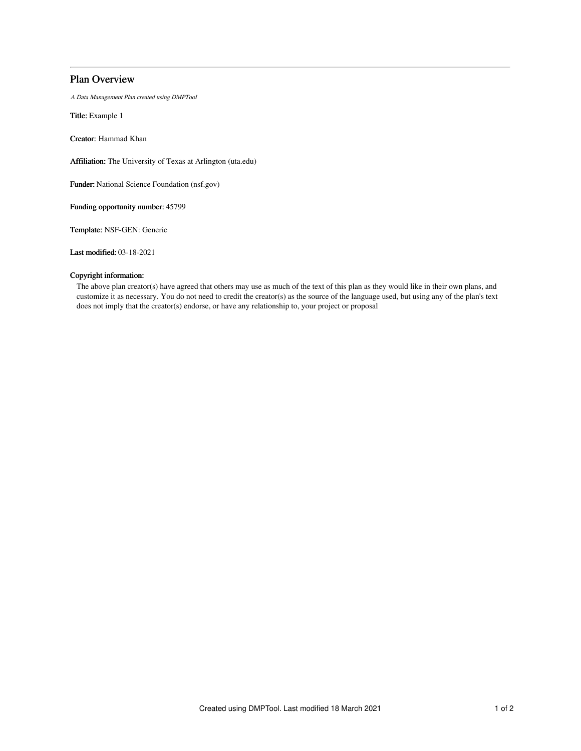# Plan Overview

*A Data Management Plan created using DMPTool*

**Title:** Example 1

**Creator:** Hammad Khan

**Affiliation:** The University of Texas at Arlington (uta.edu)

**Funder:** National Science Foundation (nsf.gov)

**Funding opportunity number:** 45799

**Template:** NSF-GEN: Generic

**Last modified:** 03-18-2021

**Copyright information:**

The above plan creator(s) have agreed that others may use as much of the text of this plan as they would like in their own plans, and customize it as necessary. You do not need to credit the creator(s) as the source of the language used, but using any of the plan's text does not imply that the creator(s) endorse, or have any relationship to, your project or proposal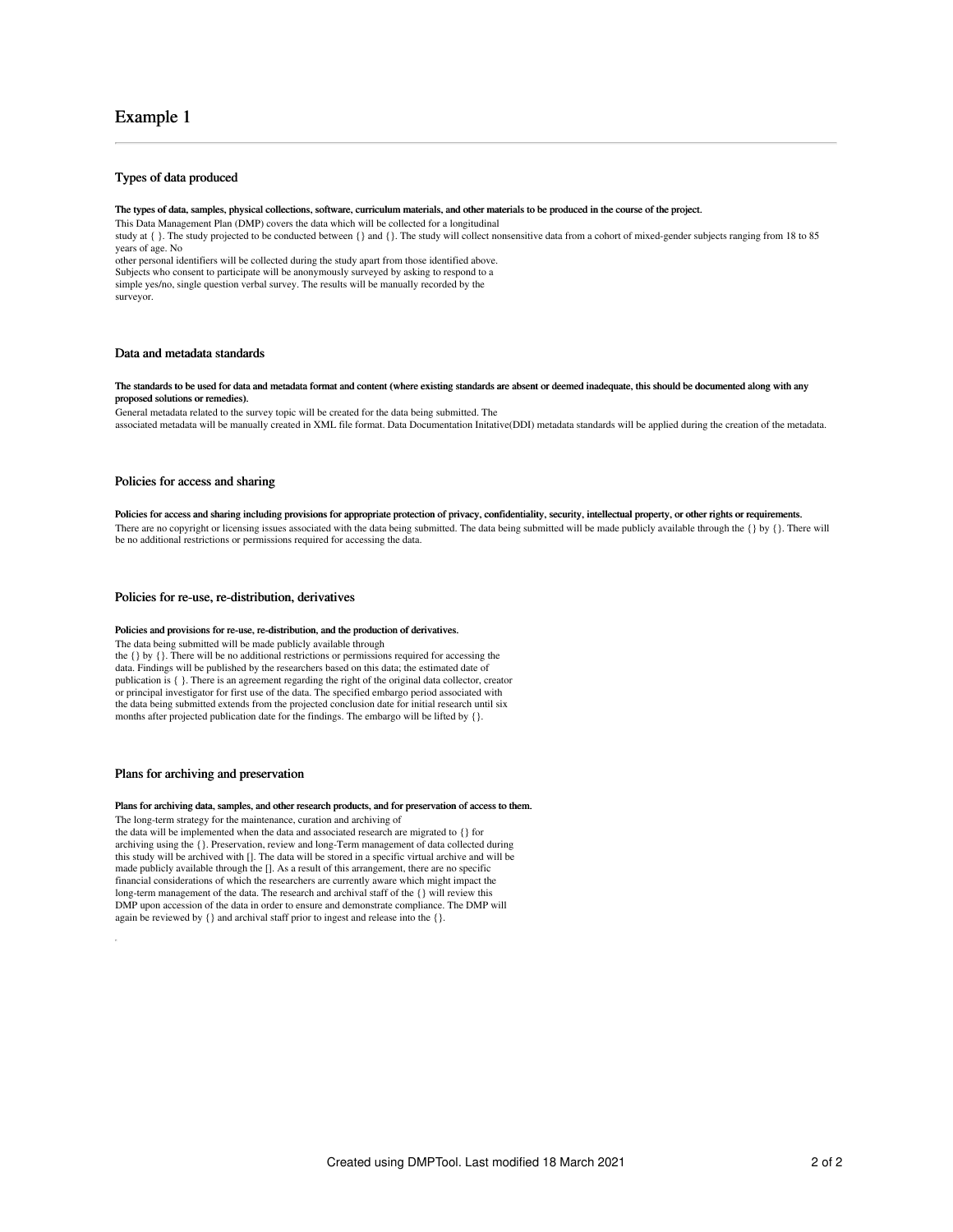# Example 1

## Types of data produced

**The types of data, samples, physical collections, software, curriculum materials, and other materials to be produced in the course of the project.**

This Data Management Plan (DMP) covers the data which will be collected for a longitudinal
study at { }. The study projected to be conducted between {} and {}. The study will collect nonsensitive data from a cohort of mixed-gender subjects ranging from 18 to 85 years of age. No
other personal identifiers will be collected during the study apart from those identified above.
Subjects who consent to participate will be anonymously surveyed by asking to respond to a
simple yes/no, single question verbal survey. The results will be manually recorded by the
surveyor.

## Data and metadata standards

**The standards to be used for data and metadata format and content (where existing standards are absent or deemed inadequate, this should be documented along with any proposed solutions or remedies).**

General metadata related to the survey topic will be created for the data being submitted. The
associated metadata will be manually created in XML file format. Data Documentation Initative(DDI) metadata standards will be applied during the creation of the metadata.

## Policies for access and sharing

**Policies for access and sharing including provisions for appropriate protection of privacy, confidentiality, security, intellectual property, or other rights or requirements.**

There are no copyright or licensing issues associated with the data being submitted. The data being submitted will be made publicly available through the {} by {}. There will be no additional restrictions or permissions required for accessing the data.

## Policies for re-use, re-distribution, derivatives

**Policies and provisions for re-use, re-distribution, and the production of derivatives.**

The data being submitted will be made publicly available through
the {} by {}. There will be no additional restrictions or permissions required for accessing the
data. Findings will be published by the researchers based on this data; the estimated date of
publication is { }. There is an agreement regarding the right of the original data collector, creator
or principal investigator for first use of the data. The specified embargo period associated with
the data being submitted extends from the projected conclusion date for initial research until six
months after projected publication date for the findings. The embargo will be lifted by {}.

## Plans for archiving and preservation

**Plans for archiving data, samples, and other research products, and for preservation of access to them.**

The long-term strategy for the maintenance, curation and archiving of
the data will be implemented when the data and associated research are migrated to {} for
archiving using the {}. Preservation, review and long-Term management of data collected during
this study will be archived with []. The data will be stored in a specific virtual archive and will be
made publicly available through the []. As a result of this arrangement, there are no specific
financial considerations of which the researchers are currently aware which might impact the
long-term management of the data. The research and archival staff of the {} will review this
DMP upon accession of the data in order to ensure and demonstrate compliance. The DMP will
again be reviewed by {} and archival staff prior to ingest and release into the {}.